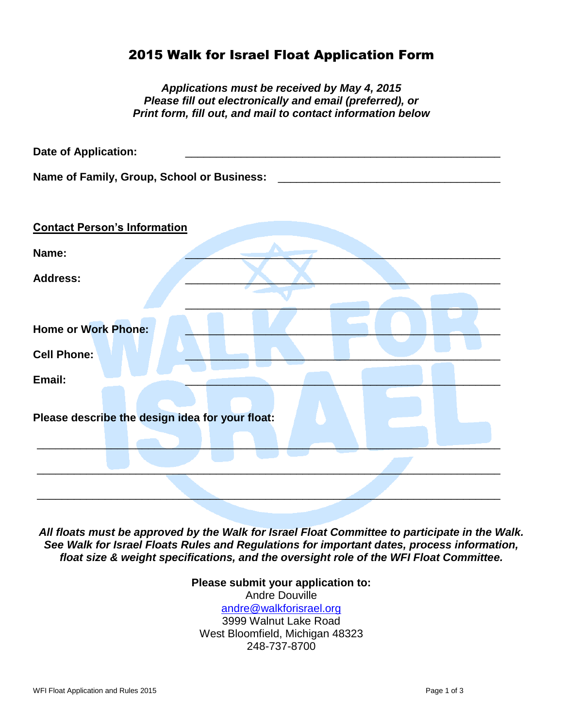# 2015 Walk for Israel Float Application Form

***Applications must be received by May 4, 2015***
***Please fill out electronically and email (preferred), or***
***Print form, fill out, and mail to contact information below***

**Date of Application:** _______________________________________________

**Name of Family, Group, School or Business:** _______________________________

**Contact Person's Information**

**Name:** _______________________________________________

**Address:** _______________________________________________

_______________________________________________

**Home or Work Phone:** _______________________________________________

**Cell Phone:** _______________________________________________

**Email:** _______________________________________________

**Please describe the design idea for your float:**

_______________________________________________________________

_______________________________________________________________

_______________________________________________________________

***All floats must be approved by the Walk for Israel Float Committee to participate in the Walk. See Walk for Israel Floats Rules and Regulations for important dates, process information, float size & weight specifications, and the oversight role of the WFI Float Committee.***

**Please submit your application to:**
Andre Douville
andre@walkforisrael.org
3999 Walnut Lake Road
West Bloomfield, Michigan 48323
248-737-8700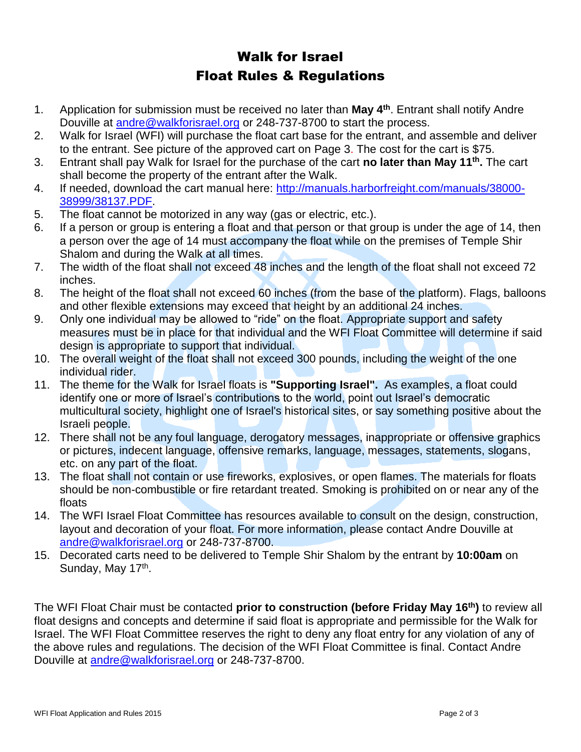# Walk for Israel
# Float Rules & Regulations

1. Application for submission must be received no later than **May 4th**. Entrant shall notify Andre Douville at andre@walkforisrael.org or 248-737-8700 to start the process.
2. Walk for Israel (WFI) will purchase the float cart base for the entrant, and assemble and deliver to the entrant. See picture of the approved cart on Page 3. The cost for the cart is $75.
3. Entrant shall pay Walk for Israel for the purchase of the cart **no later than May 11th.** The cart shall become the property of the entrant after the Walk.
4. If needed, download the cart manual here: http://manuals.harborfreight.com/manuals/38000-38999/38137.PDF.
5. The float cannot be motorized in any way (gas or electric, etc.).
6. If a person or group is entering a float and that person or that group is under the age of 14, then a person over the age of 14 must accompany the float while on the premises of Temple Shir Shalom and during the Walk at all times.
7. The width of the float shall not exceed 48 inches and the length of the float shall not exceed 72 inches.
8. The height of the float shall not exceed 60 inches (from the base of the platform). Flags, balloons and other flexible extensions may exceed that height by an additional 24 inches.
9. Only one individual may be allowed to "ride" on the float. Appropriate support and safety measures must be in place for that individual and the WFI Float Committee will determine if said design is appropriate to support that individual.
10. The overall weight of the float shall not exceed 300 pounds, including the weight of the one individual rider.
11. The theme for the Walk for Israel floats is **"Supporting Israel".** As examples, a float could identify one or more of Israel's contributions to the world, point out Israel's democratic multicultural society, highlight one of Israel's historical sites, or say something positive about the Israeli people.
12. There shall not be any foul language, derogatory messages, inappropriate or offensive graphics or pictures, indecent language, offensive remarks, language, messages, statements, slogans, etc. on any part of the float.
13. The float shall not contain or use fireworks, explosives, or open flames. The materials for floats should be non-combustible or fire retardant treated. Smoking is prohibited on or near any of the floats
14. The WFI Israel Float Committee has resources available to consult on the design, construction, layout and decoration of your float. For more information, please contact Andre Douville at andre@walkforisrael.org or 248-737-8700.
15. Decorated carts need to be delivered to Temple Shir Shalom by the entrant by **10:00am** on Sunday, May 17th.

The WFI Float Chair must be contacted **prior to construction (before Friday May 16th)** to review all float designs and concepts and determine if said float is appropriate and permissible for the Walk for Israel. The WFI Float Committee reserves the right to deny any float entry for any violation of any of the above rules and regulations. The decision of the WFI Float Committee is final. Contact Andre Douville at andre@walkforisrael.org or 248-737-8700.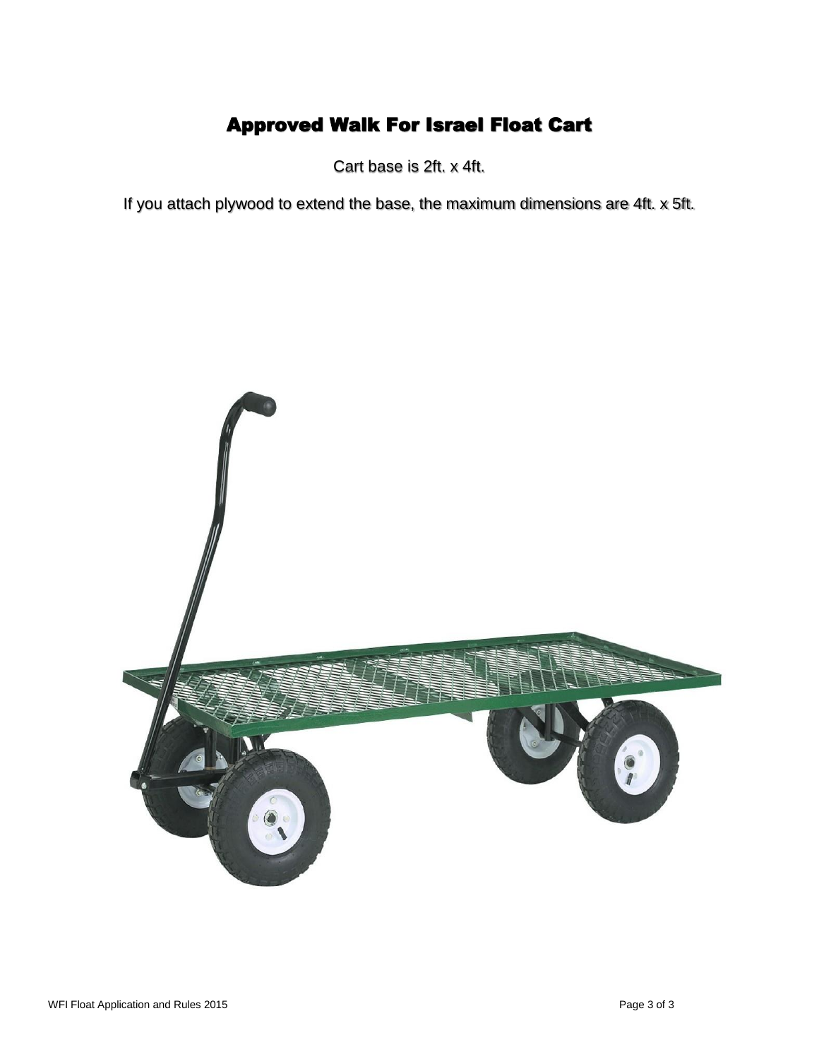# Approved Walk For Israel Float Cart

Cart base is 2ft. x 4ft.

If you attach plywood to extend the base, the maximum dimensions are 4ft. x 5ft.